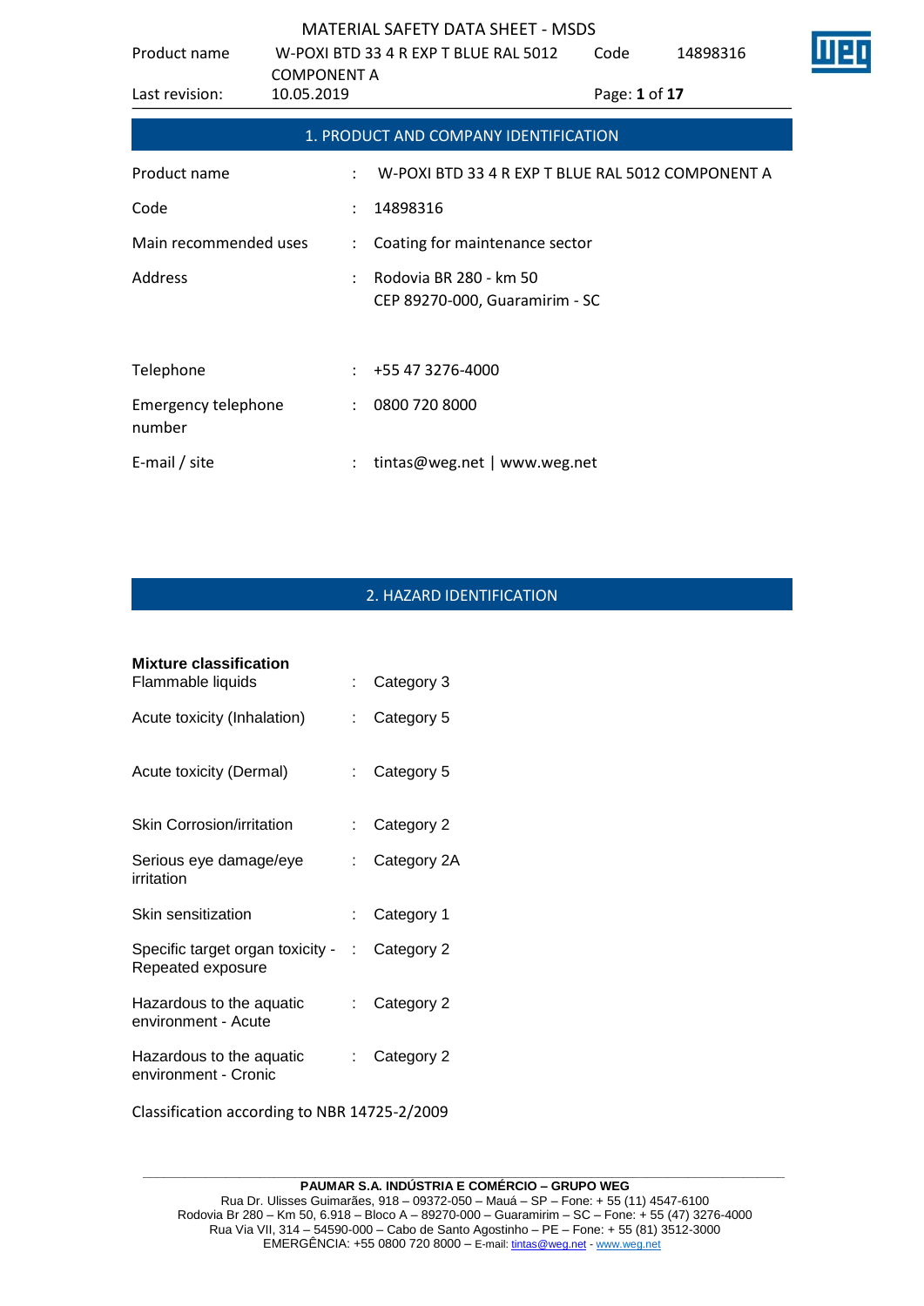# MATERIAL SAFETY DATA SHEET - MSDS

| | | | |
|---|---|---|---|
| Product name | W-POXI BTD 33 4 R EXP T BLUE RAL 5012 COMPONENT A | Code | 14898316 |
| Last revision: | 10.05.2019 | | |

## 1. PRODUCT AND COMPANY IDENTIFICATION

| | | |
|---|---|---|
| Product name | : | W-POXI BTD 33 4 R EXP T BLUE RAL 5012 COMPONENT A |
| Code | : | 14898316 |
| Main recommended uses | : | Coating for maintenance sector |
| Address | : | Rodovia BR 280 - km 50<br>CEP 89270-000, Guaramirim - SC |
| Telephone | : | +55 47 3276-4000 |
| Emergency telephone number | : | 0800 720 8000 |
| E-mail / site | : | tintas@weg.net \| www.weg.net |

## 2. HAZARD IDENTIFICATION

**Mixture classification**

| | | |
|---|---|---|
| Flammable liquids | : | Category 3 |
| Acute toxicity (Inhalation) | : | Category 5 |
| Acute toxicity (Dermal) | : | Category 5 |
| Skin Corrosion/irritation | : | Category 2 |
| Serious eye damage/eye irritation | : | Category 2A |
| Skin sensitization | : | Category 1 |
| Specific target organ toxicity - Repeated exposure | : | Category 2 |
| Hazardous to the aquatic environment - Acute | : | Category 2 |
| Hazardous to the aquatic environment - Cronic | : | Category 2 |

Classification according to NBR 14725-2/2009

**PAUMAR S.A. INDÚSTRIA E COMÉRCIO – GRUPO WEG**
Rua Dr. Ulisses Guimarães, 918 – 09372-050 – Mauá – SP – Fone: + 55 (11) 4547-6100
Rodovia Br 280 – Km 50, 6.918 – Bloco A – 89270-000 – Guaramirim – SC – Fone: + 55 (47) 3276-4000
Rua Via VII, 314 – 54590-000 – Cabo de Santo Agostinho – PE – Fone: + 55 (81) 3512-3000
EMERGÊNCIA: +55 0800 720 8000 – E-mail: tintas@weg.net - www.weg.net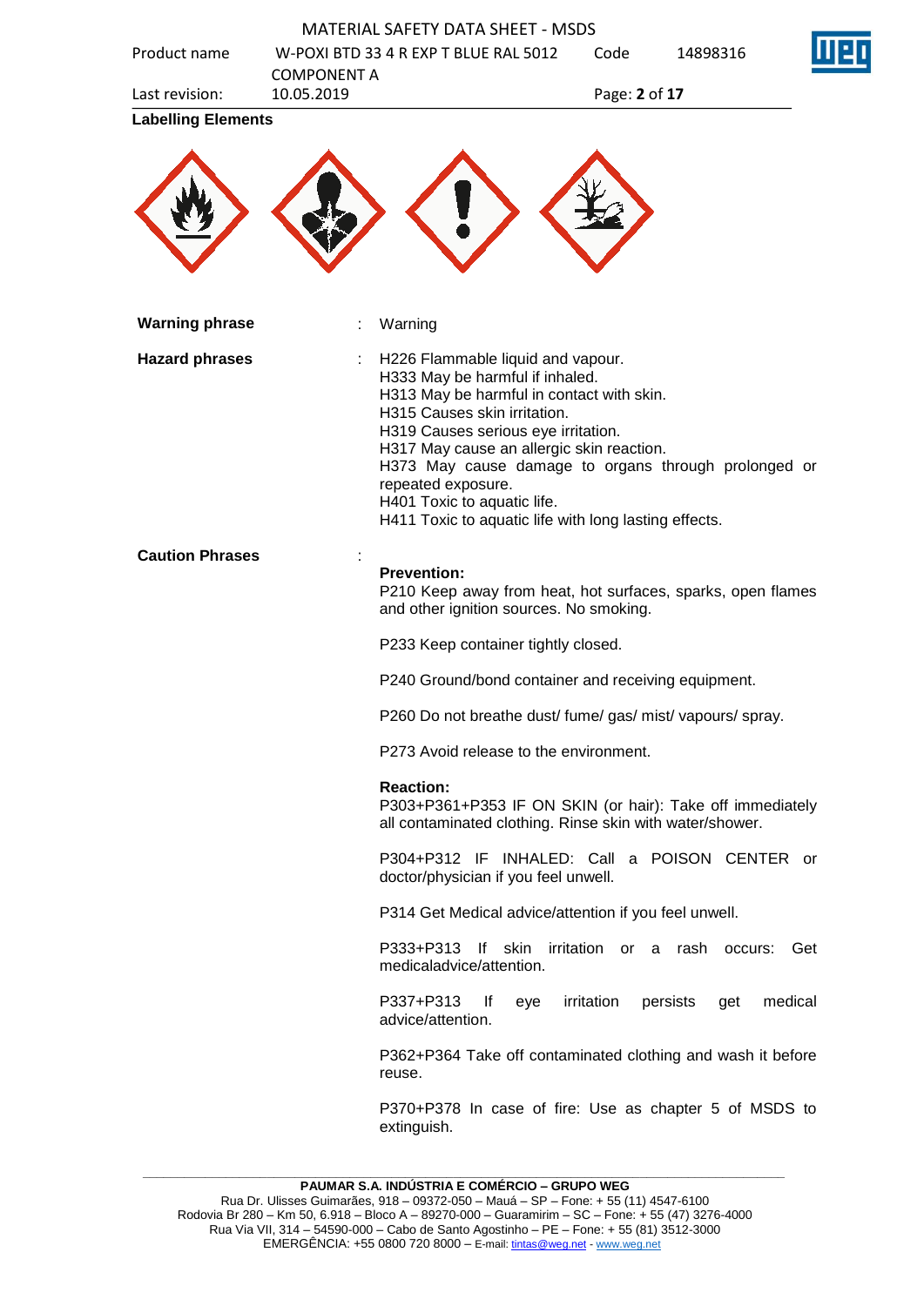**Labelling Elements**

| | | |
|---|---|---|
| **Warning phrase** | : | Warning |
| **Hazard phrases** | : | H226 Flammable liquid and vapour.<br>H333 May be harmful if inhaled.<br>H313 May be harmful in contact with skin.<br>H315 Causes skin irritation.<br>H319 Causes serious eye irritation.<br>H317 May cause an allergic skin reaction.<br>H373 May cause damage to organs through prolonged or repeated exposure.<br>H401 Toxic to aquatic life.<br>H411 Toxic to aquatic life with long lasting effects. |
| **Caution Phrases** | : | **Prevention:**<br>P210 Keep away from heat, hot surfaces, sparks, open flames and other ignition sources. No smoking.<br><br>P233 Keep container tightly closed.<br><br>P240 Ground/bond container and receiving equipment.<br><br>P260 Do not breathe dust/ fume/ gas/ mist/ vapours/ spray.<br><br>P273 Avoid release to the environment.<br><br>**Reaction:**<br>P303+P361+P353 IF ON SKIN (or hair): Take off immediately all contaminated clothing. Rinse skin with water/shower.<br><br>P304+P312 IF INHALED: Call a POISON CENTER or doctor/physician if you feel unwell.<br><br>P314 Get Medical advice/attention if you feel unwell.<br><br>P333+P313 If skin irritation or a rash occurs: Get medicaladvice/attention.<br><br>P337+P313 If eye irritation persists get medical advice/attention.<br><br>P362+P364 Take off contaminated clothing and wash it before reuse.<br><br>P370+P378 In case of fire: Use as chapter 5 of MSDS to extinguish. |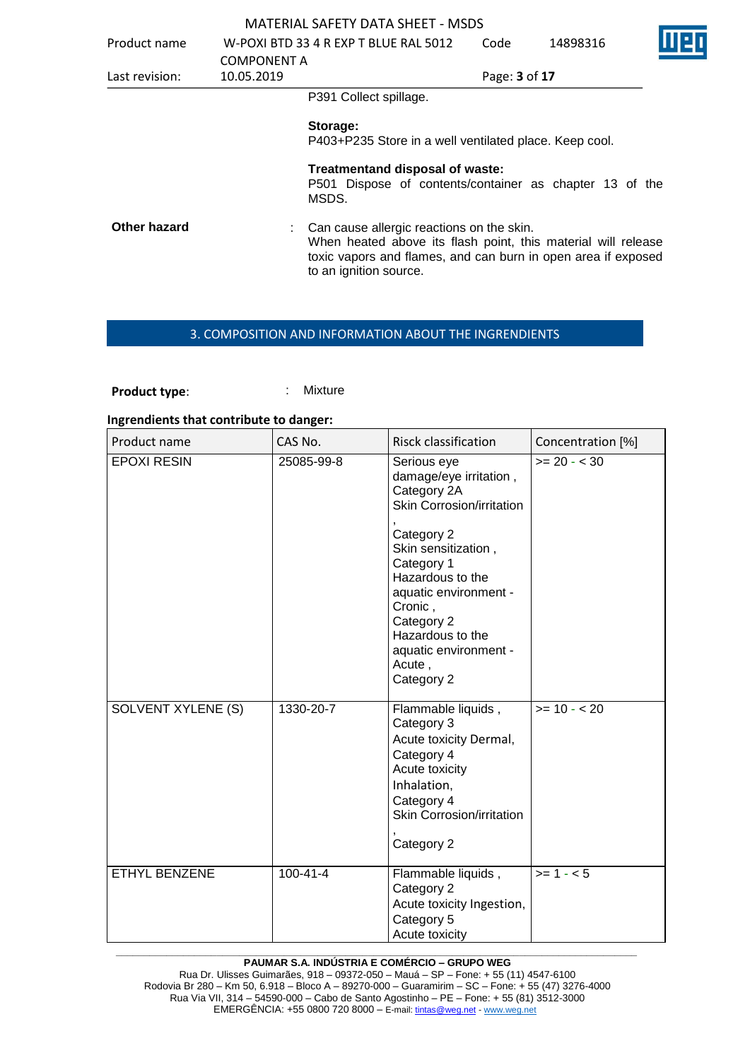P391 Collect spillage.

**Storage:**
P403+P235 Store in a well ventilated place. Keep cool.

**Treatmentand disposal of waste:**
P501 Dispose of contents/container as chapter 13 of the MSDS.

**Other hazard** : Can cause allergic reactions on the skin.
When heated above its flash point, this material will release toxic vapors and flames, and can burn in open area if exposed to an ignition source.

## 3. COMPOSITION AND INFORMATION ABOUT THE INGRENDIENTS

**Product type**: : Mixture

**Ingrendients that contribute to danger:**

| Product name | CAS No. | Risck classification | Concentration [%] |
|---|---|---|---|
| EPOXI RESIN | 25085-99-8 | Serious eye damage/eye irritation , Category 2A Skin Corrosion/irritation , Category 2 Skin sensitization , Category 1 Hazardous to the aquatic environment - Cronic , Category 2 Hazardous to the aquatic environment - Acute , Category 2 | >= 20 - < 30 |
| SOLVENT XYLENE (S) | 1330-20-7 | Flammable liquids , Category 3 Acute toxicity Dermal, Category 4 Acute toxicity Inhalation, Category 4 Skin Corrosion/irritation , Category 2 | >= 10 - < 20 |
| ETHYL BENZENE | 100-41-4 | Flammable liquids , Category 2 Acute toxicity Ingestion, Category 5 Acute toxicity | >= 1 - < 5 |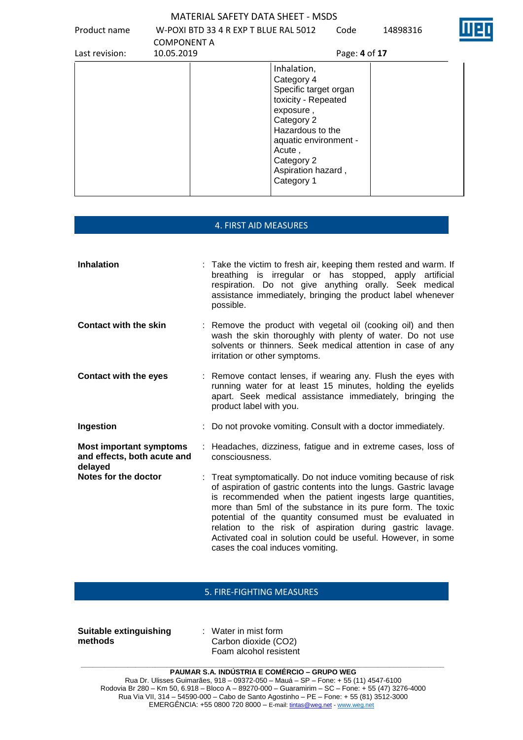| | | | |
|---|---|---|---|
| | | Inhalation, Category 4<br>Specific target organ toxicity - Repeated exposure , Category 2<br>Hazardous to the aquatic environment - Acute , Category 2<br>Aspiration hazard , Category 1 | |

## 4. FIRST AID MEASURES

**Inhalation** : Take the victim to fresh air, keeping them rested and warm. If breathing is irregular or has stopped, apply artificial respiration. Do not give anything orally. Seek medical assistance immediately, bringing the product label whenever possible.

**Contact with the skin** : Remove the product with vegetal oil (cooking oil) and then wash the skin thoroughly with plenty of water. Do not use solvents or thinners. Seek medical attention in case of any irritation or other symptoms.

**Contact with the eyes** : Remove contact lenses, if wearing any. Flush the eyes with running water for at least 15 minutes, holding the eyelids apart. Seek medical assistance immediately, bringing the product label with you.

**Ingestion** : Do not provoke vomiting. Consult with a doctor immediately.

**Most important symptoms and effects, both acute and delayed** : Headaches, dizziness, fatigue and in extreme cases, loss of consciousness.

**Notes for the doctor** : Treat symptomatically. Do not induce vomiting because of risk of aspiration of gastric contents into the lungs. Gastric lavage is recommended when the patient ingests large quantities, more than 5ml of the substance in its pure form. The toxic potential of the quantity consumed must be evaluated in relation to the risk of aspiration during gastric lavage. Activated coal in solution could be useful. However, in some cases the coal induces vomiting.

## 5. FIRE-FIGHTING MEASURES

**Suitable extinguishing methods** : Water in mist form
Carbon dioxide ($CO_2$)
Foam alcohol resistent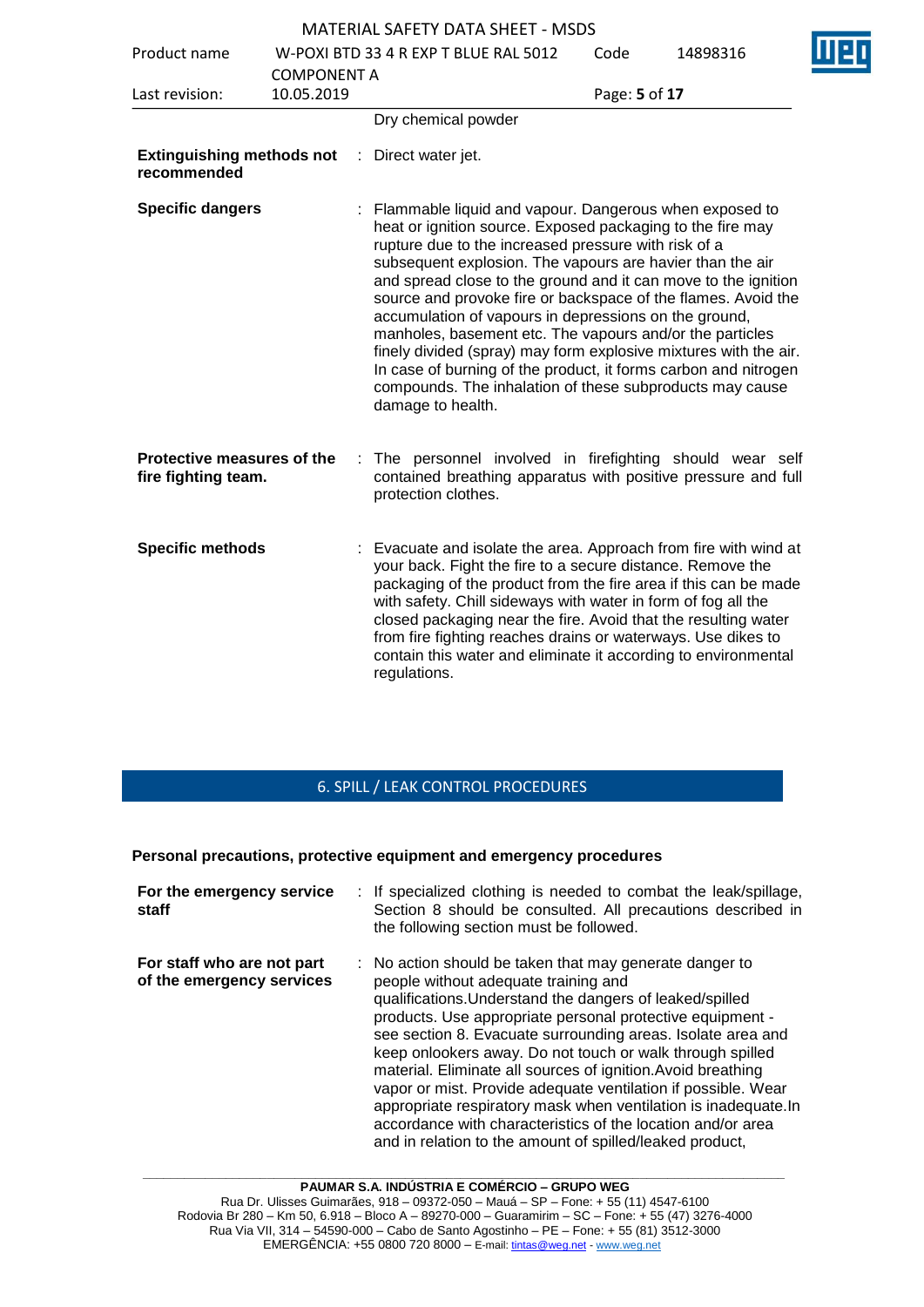| | | |
|---|---|---|
| | | Dry chemical powder |
| **Extinguishing methods not recommended** | : | Direct water jet. |
| **Specific dangers** | : | Flammable liquid and vapour. Dangerous when exposed to heat or ignition source. Exposed packaging to the fire may rupture due to the increased pressure with risk of a subsequent explosion. The vapours are havier than the air and spread close to the ground and it can move to the ignition source and provoke fire or backspace of the flames. Avoid the accumulation of vapours in depressions on the ground, manholes, basement etc. The vapours and/or the particles finely divided (spray) may form explosive mixtures with the air. In case of burning of the product, it forms carbon and nitrogen compounds. The inhalation of these subproducts may cause damage to health. |
| **Protective measures of the fire fighting team.** | : | The personnel involved in firefighting should wear self contained breathing apparatus with positive pressure and full protection clothes. |
| **Specific methods** | : | Evacuate and isolate the area. Approach from fire with wind at your back. Fight the fire to a secure distance. Remove the packaging of the product from the fire area if this can be made with safety. Chill sideways with water in form of fog all the closed packaging near the fire. Avoid that the resulting water from fire fighting reaches drains or waterways. Use dikes to contain this water and eliminate it according to environmental regulations. |

## 6. SPILL / LEAK CONTROL PROCEDURES

**Personal precautions, protective equipment and emergency procedures**

| | | |
|---|---|---|
| **For the emergency service staff** | : | If specialized clothing is needed to combat the leak/spillage, Section 8 should be consulted. All precautions described in the following section must be followed. |
| **For staff who are not part of the emergency services** | : | No action should be taken that may generate danger to people without adequate training and qualifications.Understand the dangers of leaked/spilled products. Use appropriate personal protective equipment - see section 8. Evacuate surrounding areas. Isolate area and keep onlookers away. Do not touch or walk through spilled material. Eliminate all sources of ignition.Avoid breathing vapor or mist. Provide adequate ventilation if possible. Wear appropriate respiratory mask when ventilation is inadequate.In accordance with characteristics of the location and/or area and in relation to the amount of spilled/leaked product, |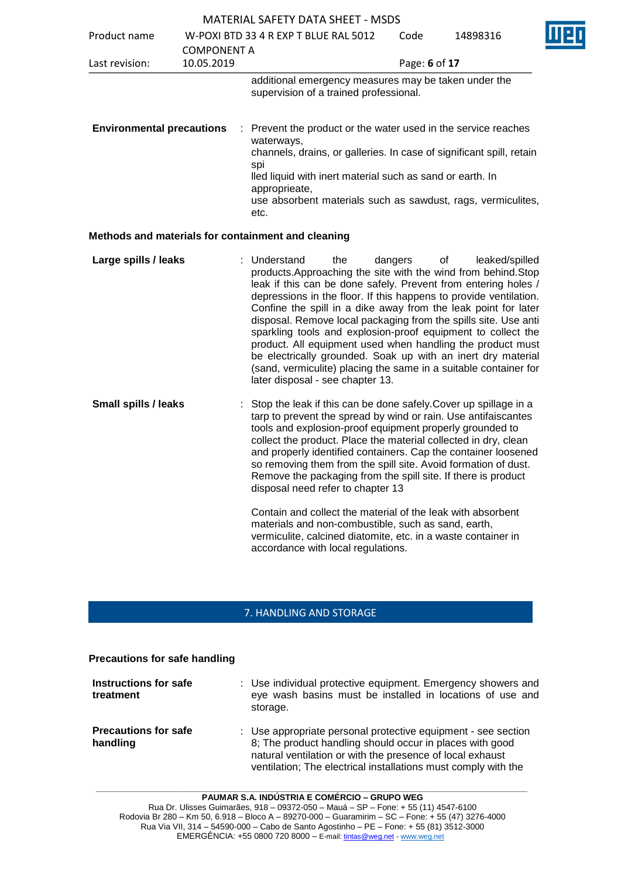additional emergency measures may be taken under the supervision of a trained professional.

**Environmental precautions** : Prevent the product or the water used in the service reaches waterways,
channels, drains, or galleries. In case of significant spill, retain spi
lled liquid with inert material such as sand or earth. In appropprieate,
use absorbent materials such as sawdust, rags, vermiculites, etc.

**Methods and materials for containment and cleaning**

**Large spills / leaks** : Understand the dangers of leaked/spilled products.Approaching the site with the wind from behind.Stop leak if this can be done safely. Prevent from entering holes / depressions in the floor. If this happens to provide ventilation. Confine the spill in a dike away from the leak point for later disposal. Remove local packaging from the spills site. Use anti sparkling tools and explosion-proof equipment to collect the product. All equipment used when handling the product must be electrically grounded. Soak up with an inert dry material (sand, vermiculite) placing the same in a suitable container for later disposal - see chapter 13.

**Small spills / leaks** : Stop the leak if this can be done safely.Cover up spillage in a tarp to prevent the spread by wind or rain. Use antifaiscantes tools and explosion-proof equipment properly grounded to collect the product. Place the material collected in dry, clean and properly identified containers. Cap the container loosened so removing them from the spill site. Avoid formation of dust. Remove the packaging from the spill site. If there is product disposal need refer to chapter 13

Contain and collect the material of the leak with absorbent materials and non-combustible, such as sand, earth, vermiculite, calcined diatomite, etc. in a waste container in accordance with local regulations.

## 7. HANDLING AND STORAGE

**Precautions for safe handling**

**Instructions for safe treatment** : Use individual protective equipment. Emergency showers and eye wash basins must be installed in locations of use and storage.

**Precautions for safe handling** : Use appropriate personal protective equipment - see section 8; The product handling should occur in places with good natural ventilation or with the presence of local exhaust ventilation; The electrical installations must comply with the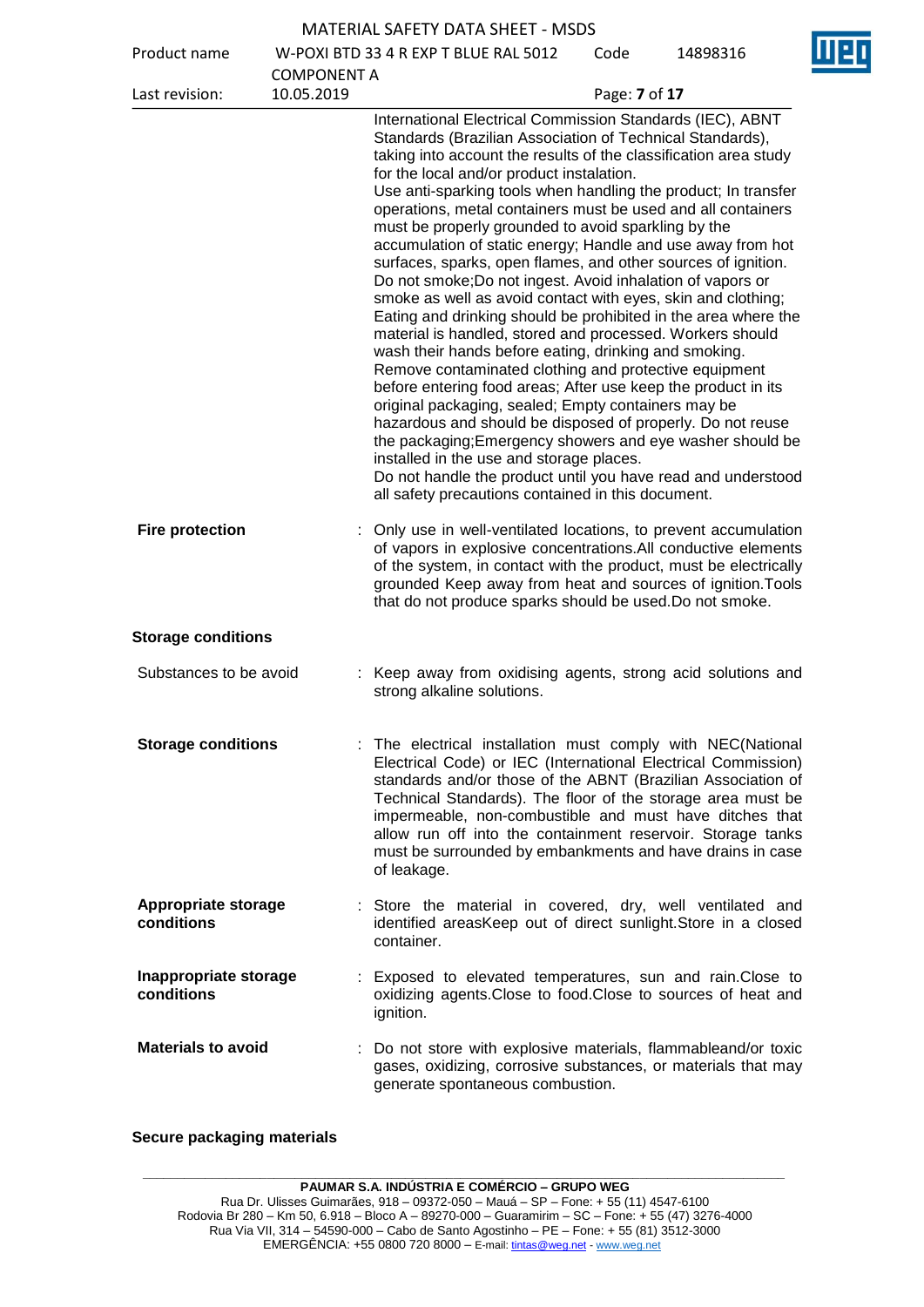International Electrical Commission Standards (IEC), ABNT Standards (Brazilian Association of Technical Standards), taking into account the results of the classification area study for the local and/or product instalation.
Use anti-sparking tools when handling the product; In transfer operations, metal containers must be used and all containers must be properly grounded to avoid sparkling by the accumulation of static energy; Handle and use away from hot surfaces, sparks, open flames, and other sources of ignition. Do not smoke;Do not ingest. Avoid inhalation of vapors or smoke as well as avoid contact with eyes, skin and clothing; Eating and drinking should be prohibited in the area where the material is handled, stored and processed. Workers should wash their hands before eating, drinking and smoking. Remove contaminated clothing and protective equipment before entering food areas; After use keep the product in its original packaging, sealed; Empty containers may be hazardous and should be disposed of properly. Do not reuse the packaging;Emergency showers and eye washer should be installed in the use and storage places.
Do not handle the product until you have read and understood all safety precautions contained in this document.

**Fire protection** : Only use in well-ventilated locations, to prevent accumulation of vapors in explosive concentrations.All conductive elements of the system, in contact with the product, must be electrically grounded Keep away from heat and sources of ignition.Tools that do not produce sparks should be used.Do not smoke.

**Storage conditions**

Substances to be avoid : Keep away from oxidising agents, strong acid solutions and strong alkaline solutions.

**Storage conditions** : The electrical installation must comply with NEC(National Electrical Code) or IEC (International Electrical Commission) standards and/or those of the ABNT (Brazilian Association of Technical Standards). The floor of the storage area must be impermeable, non-combustible and must have ditches that allow run off into the containment reservoir. Storage tanks must be surrounded by embankments and have drains in case of leakage.

**Appropriate storage conditions** : Store the material in covered, dry, well ventilated and identified areasKeep out of direct sunlight.Store in a closed container.

**Inappropriate storage conditions** : Exposed to elevated temperatures, sun and rain.Close to oxidizing agents.Close to food.Close to sources of heat and ignition.

**Materials to avoid** : Do not store with explosive materials, flammableand/or toxic gases, oxidizing, corrosive substances, or materials that may generate spontaneous combustion.

**Secure packaging materials**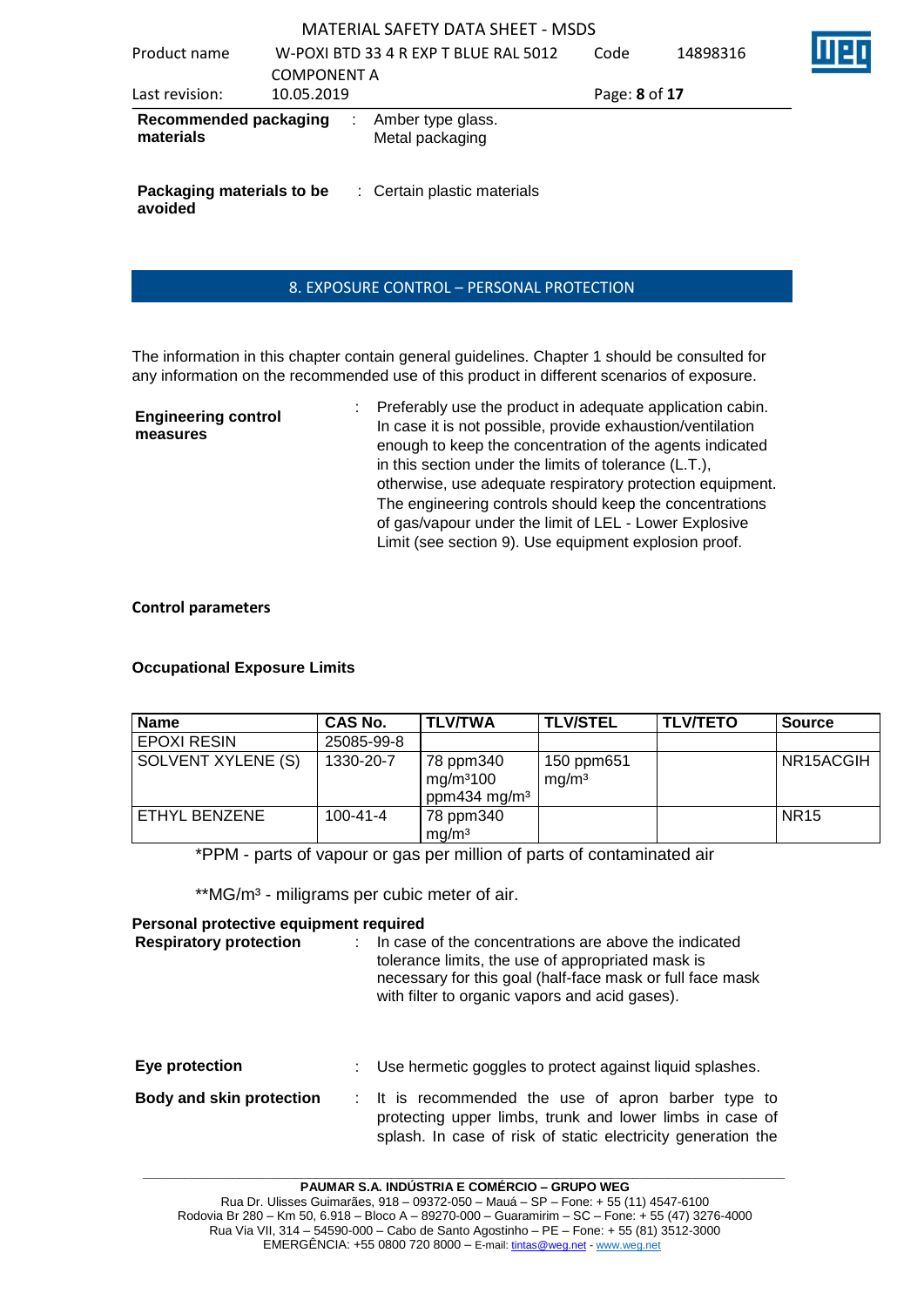**Recommended packaging materials** : Amber type glass.
Metal packaging

**Packaging materials to be avoided** : Certain plastic materials

## 8. EXPOSURE CONTROL – PERSONAL PROTECTION

The information in this chapter contain general guidelines. Chapter 1 should be consulted for any information on the recommended use of this product in different scenarios of exposure.

**Engineering control measures** : Preferably use the product in adequate application cabin. In case it is not possible, provide exhaustion/ventilation enough to keep the concentration of the agents indicated in this section under the limits of tolerance (L.T.), otherwise, use adequate respiratory protection equipment. The engineering controls should keep the concentrations of gas/vapour under the limit of LEL - Lower Explosive Limit (see section 9). Use equipment explosion proof.

**Control parameters**

**Occupational Exposure Limits**

| Name | CAS No. | TLV/TWA | TLV/STEL | TLV/TETO | Source |
|---|---|---|---|---|---|
| EPOXI RESIN | 25085-99-8 | | | | |
| SOLVENT XYLENE (S) | 1330-20-7 | 78 ppm340 mg/m³100 ppm434 mg/m³ | 150 ppm651 mg/m³ | | NR15ACGIH |
| ETHYL BENZENE | 100-41-4 | 78 ppm340 mg/m³ | | | NR15 |

*PPM - parts of vapour or gas per million of parts of contaminated air

**MG/m³ - miligrams per cubic meter of air.

**Personal protective equipment required**

**Respiratory protection** : In case of the concentrations are above the indicated tolerance limits, the use of appropriated mask is necessary for this goal (half-face mask or full face mask with filter to organic vapors and acid gases).

**Eye protection** : Use hermetic goggles to protect against liquid splashes.

**Body and skin protection** : It is recommended the use of apron barber type to protecting upper limbs, trunk and lower limbs in case of splash. In case of risk of static electricity generation the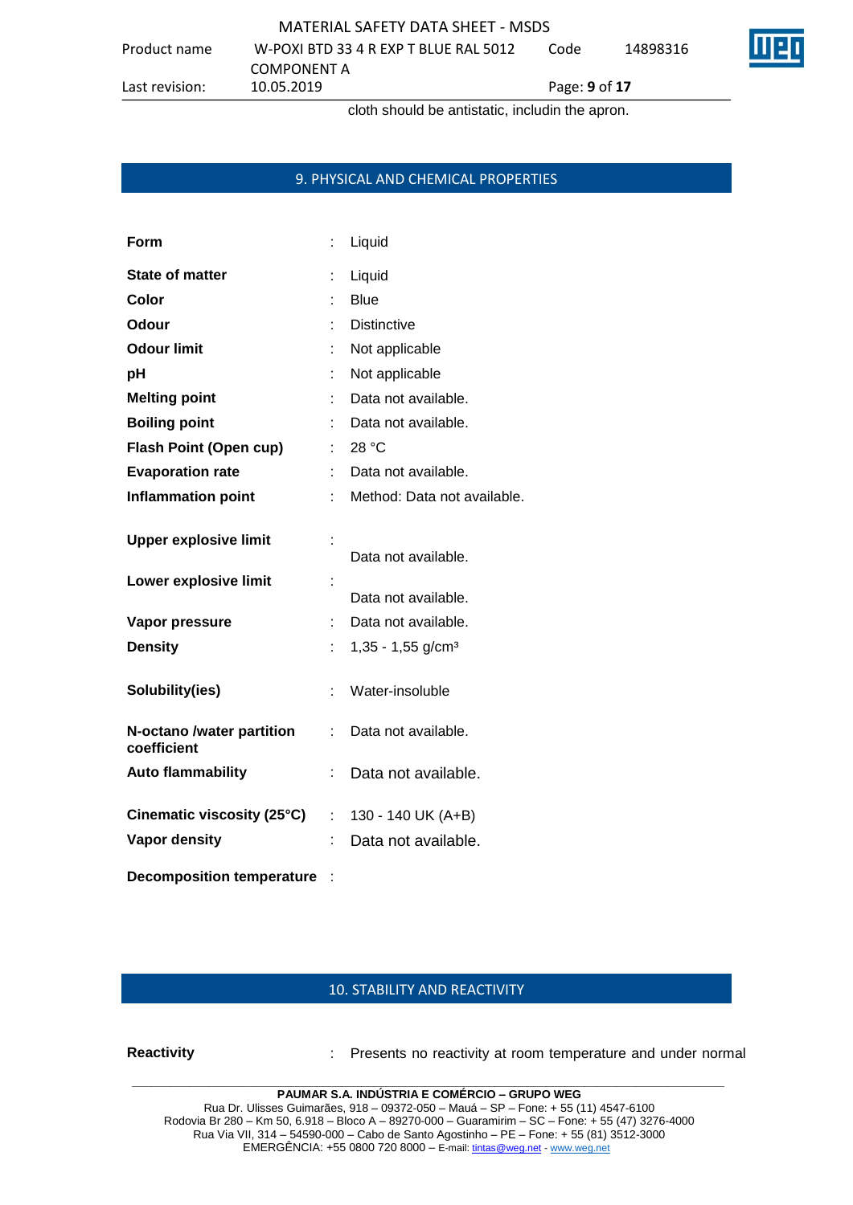cloth should be antistatic, includin the apron.

## 9. PHYSICAL AND CHEMICAL PROPERTIES

| | | |
|---|---|---|
| **Form** | : | Liquid |
| **State of matter** | : | Liquid |
| **Color** | : | Blue |
| **Odour** | : | Distinctive |
| **Odour limit** | : | Not applicable |
| **pH** | : | Not applicable |
| **Melting point** | : | Data not available. |
| **Boiling point** | : | Data not available. |
| **Flash Point (Open cup)** | : | 28 °C |
| **Evaporation rate** | : | Data not available. |
| **Inflammation point** | : | Method: Data not available. |
| **Upper explosive limit** | : | Data not available. |
| **Lower explosive limit** | : | Data not available. |
| **Vapor pressure** | : | Data not available. |
| **Density** | : | 1,35 - 1,55 g/cm³ |
| **Solubility(ies)** | : | Water-insoluble |
| **N-octano /water partition coefficient** | : | Data not available. |
| **Auto flammability** | : | Data not available. |
| **Cinematic viscosity (25°C)** | : | 130 - 140 UK (A+B) |
| **Vapor density** | : | Data not available. |
| **Decomposition temperature** | : | |

## 10. STABILITY AND REACTIVITY

| | | |
|---|---|---|
| **Reactivity** | : | Presents no reactivity at room temperature and under normal |

PAUMAR S.A. INDÚSTRIA E COMÉRCIO – GRUPO WEG
Rua Dr. Ulisses Guimarães, 918 – 09372-050 – Mauá – SP – Fone: + 55 (11) 4547-6100
Rodovia Br 280 – Km 50, 6.918 – Bloco A – 89270-000 – Guaramirim – SC – Fone: + 55 (47) 3276-4000
Rua Via VII, 314 – 54590-000 – Cabo de Santo Agostinho – PE – Fone: + 55 (81) 3512-3000
EMERGÊNCIA: +55 0800 720 8000 – E-mail: tintas@weg.net - www.weg.net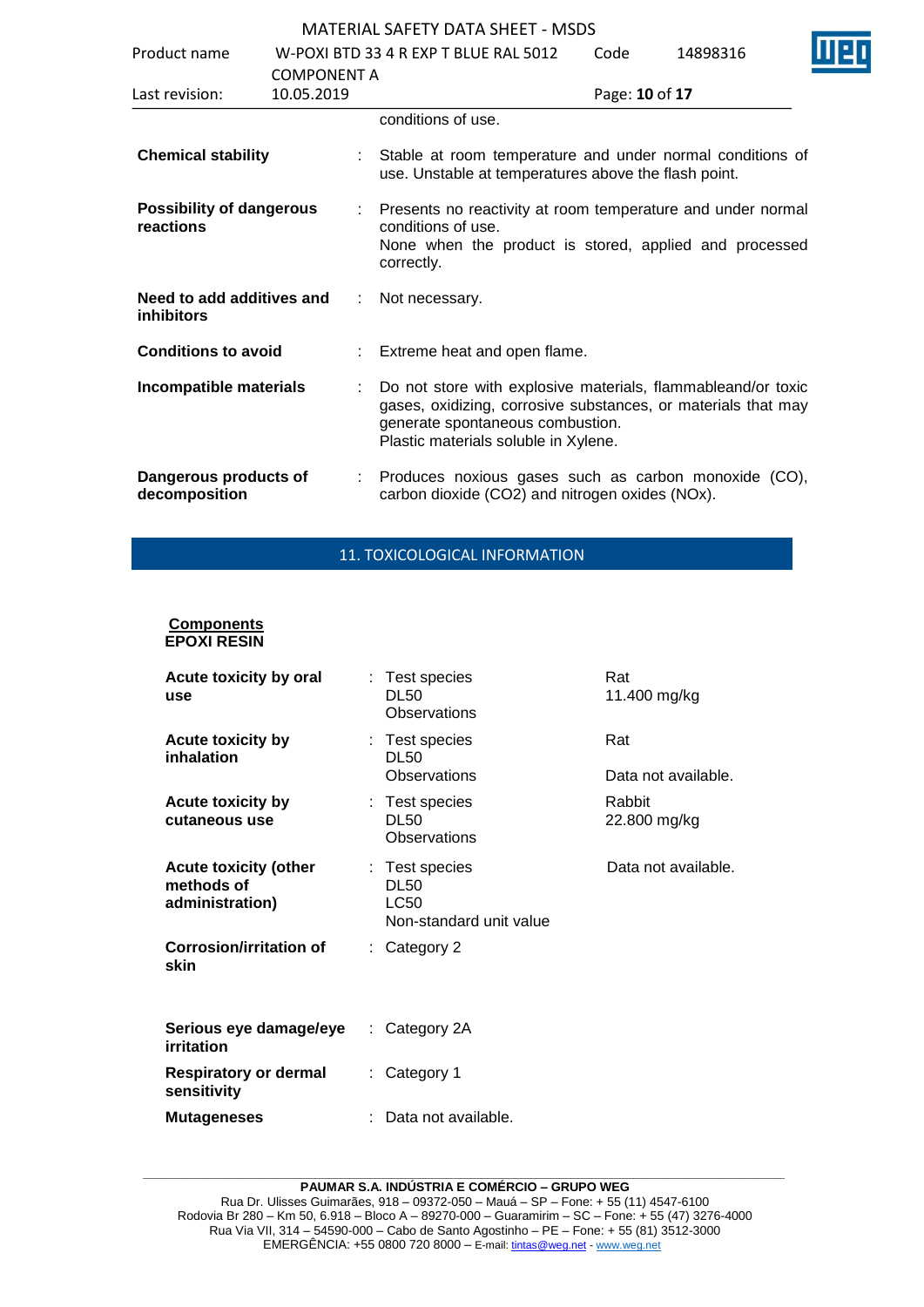conditions of use.

| | | |
|---|---|---|
| **Chemical stability** | : | Stable at room temperature and under normal conditions of use. Unstable at temperatures above the flash point. |
| **Possibility of dangerous reactions** | : | Presents no reactivity at room temperature and under normal conditions of use.<br>None when the product is stored, applied and processed correctly. |
| **Need to add additives and inhibitors** | : | Not necessary. |
| **Conditions to avoid** | : | Extreme heat and open flame. |
| **Incompatible materials** | : | Do not store with explosive materials, flammableand/or toxic gases, oxidizing, corrosive substances, or materials that may generate spontaneous combustion.<br>Plastic materials soluble in Xylene. |
| **Dangerous products of decomposition** | : | Produces noxious gases such as carbon monoxide (CO), carbon dioxide ($CO_2$) and nitrogen oxides (NOx). |

## 11. TOXICOLOGICAL INFORMATION

**Components**
**EPOXI RESIN**

| | | | |
|---|---|---|---|
| **Acute toxicity by oral use** | : | Test species<br>DL50<br>Observations | Rat<br>11.400 mg/kg |
| **Acute toxicity by inhalation** | : | Test species<br>DL50<br>Observations | Rat<br><br>Data not available. |
| **Acute toxicity by cutaneous use** | : | Test species<br>DL50<br>Observations | Rabbit<br>22.800 mg/kg |
| **Acute toxicity (other methods of administration)** | : | Test species<br>DL50<br>LC50<br>Non-standard unit value | Data not available. |
| **Corrosion/irritation of skin** | : | Category 2 | |
| **Serious eye damage/eye irritation** | : | Category 2A | |
| **Respiratory or dermal sensitivity** | : | Category 1 | |
| **Mutageneses** | : | Data not available. | |

**PAUMAR S.A. INDÚSTRIA E COMÉRCIO – GRUPO WEG**
Rua Dr. Ulisses Guimarães, 918 – 09372-050 – Mauá – SP – Fone: + 55 (11) 4547-6100
Rodovia Br 280 – Km 50, 6.918 – Bloco A – 89270-000 – Guaramirim – SC – Fone: + 55 (47) 3276-4000
Rua Via VII, 314 – 54590-000 – Cabo de Santo Agostinho – PE – Fone: + 55 (81) 3512-3000
EMERGÊNCIA: +55 0800 720 8000 – E-mail: tintas@weg.net - www.weg.net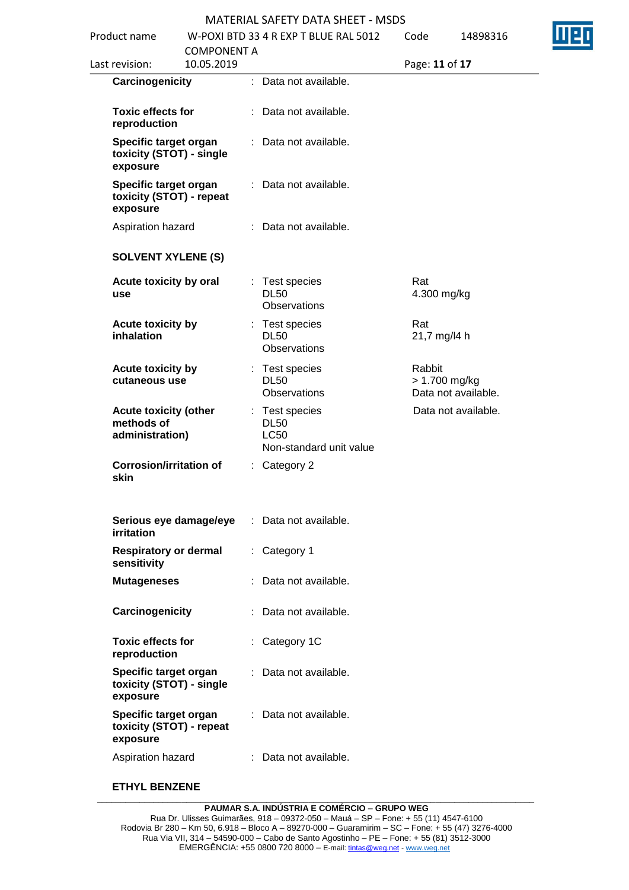**Carcinogenicity** : Data not available.

**Toxic effects for reproduction** : Data not available.

**Specific target organ toxicity (STOT) - single exposure** : Data not available.

**Specific target organ toxicity (STOT) - repeat exposure** : Data not available.

Aspiration hazard : Data not available.

**SOLVENT XYLENE (S)**

| | | |
|---|---|---|
| **Acute toxicity by oral use** | : Test species<br>DL50<br>Observations | Rat<br>4.300 mg/kg |
| **Acute toxicity by inhalation** | : Test species<br>DL50<br>Observations | Rat<br>21,7 mg/l4 h |
| **Acute toxicity by cutaneous use** | : Test species<br>DL50<br>Observations | Rabbit<br>> 1.700 mg/kg<br>Data not available. |
| **Acute toxicity (other methods of administration)** | : Test species<br>DL50<br>LC50<br>Non-standard unit value | Data not available. |

**Corrosion/irritation of skin** : Category 2

**Serious eye damage/eye irritation** : Data not available.

**Respiratory or dermal sensitivity** : Category 1

**Mutageneses** : Data not available.

**Carcinogenicity** : Data not available.

**Toxic effects for reproduction** : Category 1C

**Specific target organ toxicity (STOT) - single exposure** : Data not available.

**Specific target organ toxicity (STOT) - repeat exposure** : Data not available.

Aspiration hazard : Data not available.

**ETHYL BENZENE**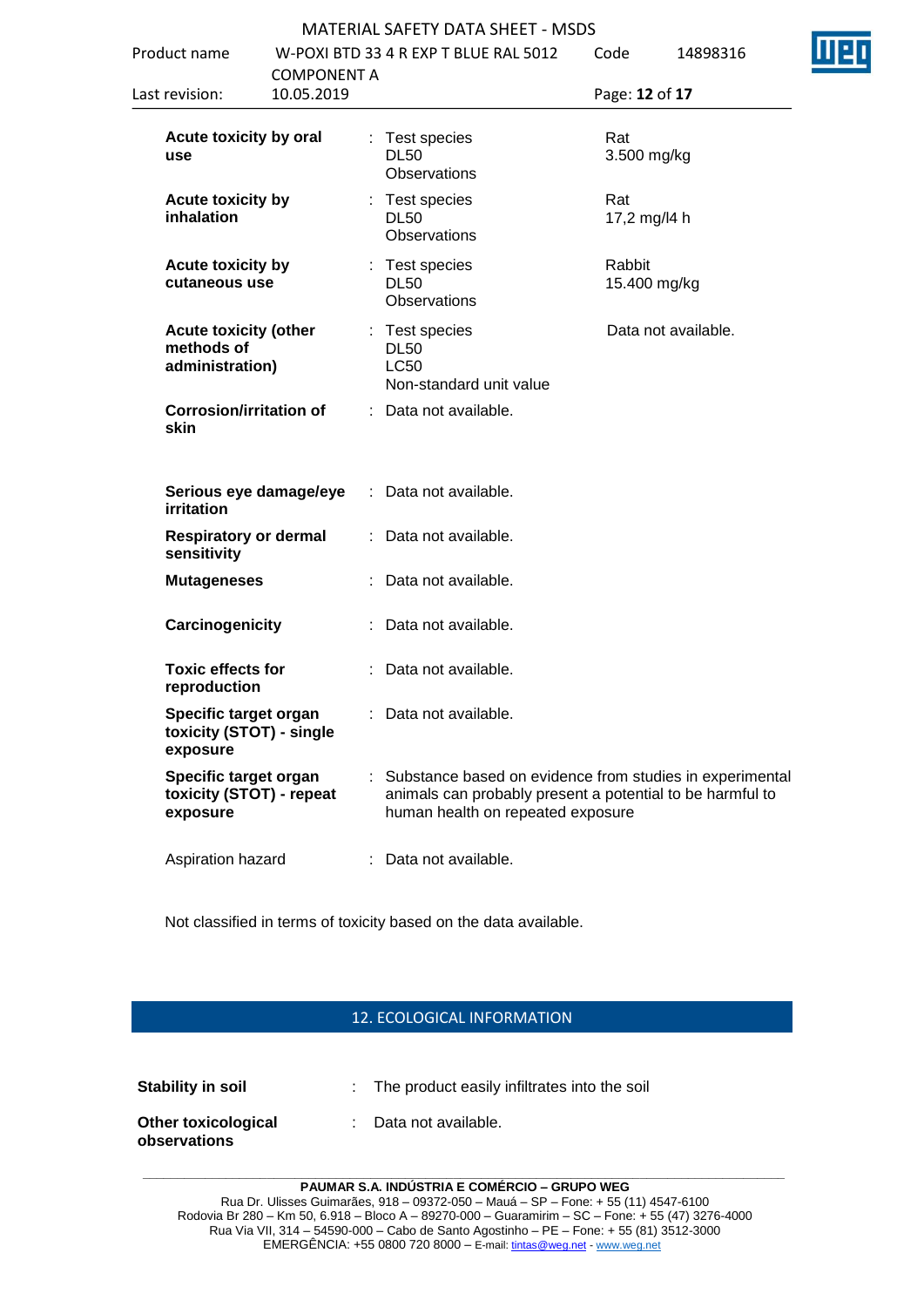| | | | |
|---|---|---|---|
| **Acute toxicity by oral use** | : | Test species<br>DL50<br>Observations | Rat<br>3.500 mg/kg |
| **Acute toxicity by inhalation** | : | Test species<br>DL50<br>Observations | Rat<br>17,2 mg/l4 h |
| **Acute toxicity by cutaneous use** | : | Test species<br>DL50<br>Observations | Rabbit<br>15.400 mg/kg |
| **Acute toxicity (other methods of administration)** | : | Test species<br>DL50<br>LC50<br>Non-standard unit value | Data not available. |
| **Corrosion/irritation of skin** | : | Data not available. | |
| **Serious eye damage/eye irritation** | : | Data not available. | |
| **Respiratory or dermal sensitivity** | : | Data not available. | |
| **Mutageneses** | : | Data not available. | |
| **Carcinogenicity** | : | Data not available. | |
| **Toxic effects for reproduction** | : | Data not available. | |
| **Specific target organ toxicity (STOT) - single exposure** | : | Data not available. | |
| **Specific target organ toxicity (STOT) - repeat exposure** | : | Substance based on evidence from studies in experimental animals can probably present a potential to be harmful to human health on repeated exposure | |
| Aspiration hazard | : | Data not available. | |

Not classified in terms of toxicity based on the data available.

## 12. ECOLOGICAL INFORMATION

**Stability in soil** : The product easily infiltrates into the soil

**Other toxicological observations** : Data not available.

**PAUMAR S.A. INDÚSTRIA E COMÉRCIO – GRUPO WEG**
Rua Dr. Ulisses Guimarães, 918 – 09372-050 – Mauá – SP – Fone: + 55 (11) 4547-6100
Rodovia Br 280 – Km 50, 6.918 – Bloco A – 89270-000 – Guaramirim – SC – Fone: + 55 (47) 3276-4000
Rua Via VII, 314 – 54590-000 – Cabo de Santo Agostinho – PE – Fone: + 55 (81) 3512-3000
EMERGÊNCIA: +55 0800 720 8000 – E-mail: tintas@weg.net - www.weg.net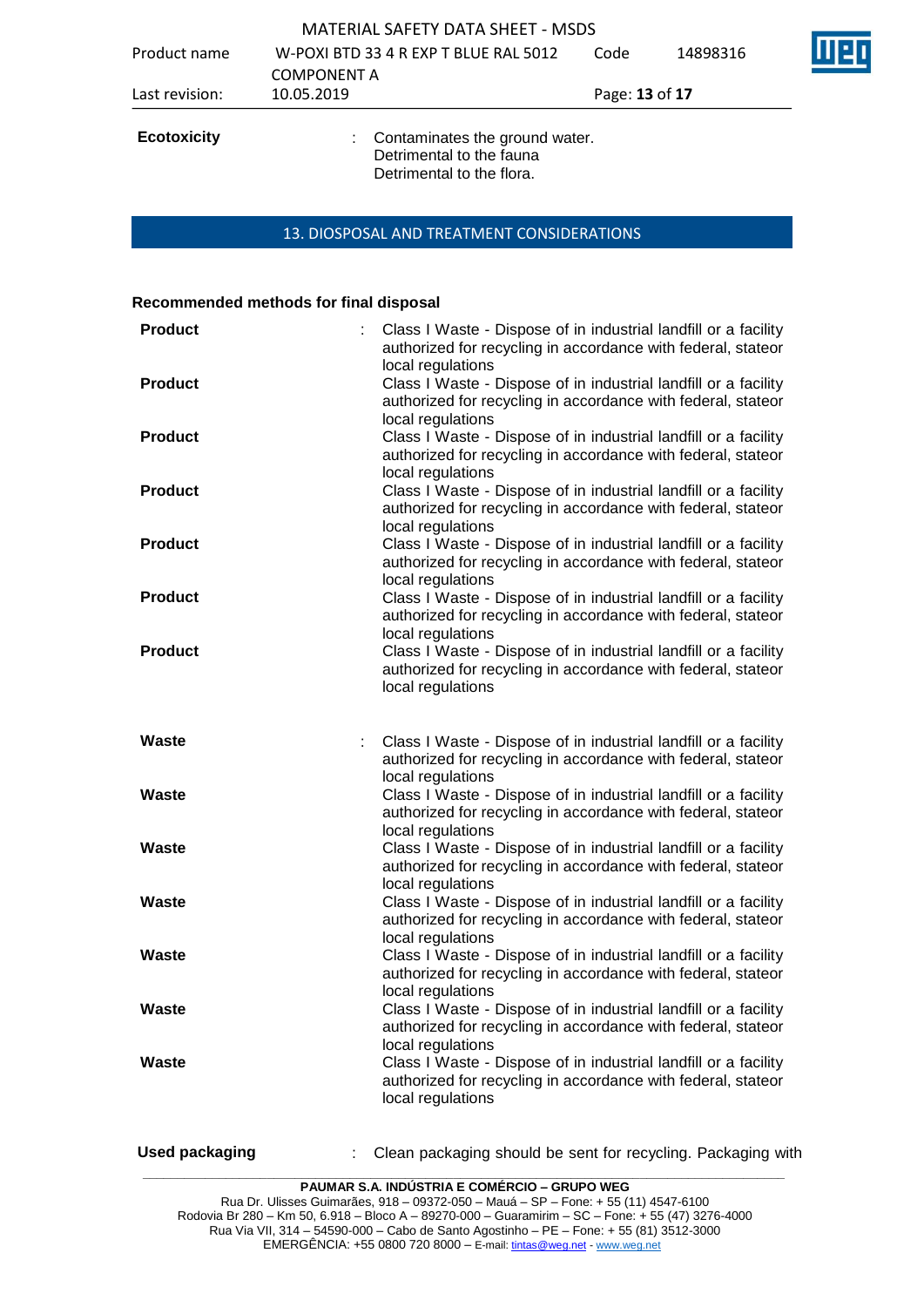**Ecotoxicity** : Contaminates the ground water.
Detrimental to the fauna
Detrimental to the flora.

## 13. DIOSPOSAL AND TREATMENT CONSIDERATIONS

**Recommended methods for final disposal**

**Product** : Class I Waste - Dispose of in industrial landfill or a facility authorized for recycling in accordance with federal, stateor local regulations

**Product** Class I Waste - Dispose of in industrial landfill or a facility authorized for recycling in accordance with federal, stateor local regulations

**Product** Class I Waste - Dispose of in industrial landfill or a facility authorized for recycling in accordance with federal, stateor local regulations

**Product** Class I Waste - Dispose of in industrial landfill or a facility authorized for recycling in accordance with federal, stateor local regulations

**Product** Class I Waste - Dispose of in industrial landfill or a facility authorized for recycling in accordance with federal, stateor local regulations

**Product** Class I Waste - Dispose of in industrial landfill or a facility authorized for recycling in accordance with federal, stateor local regulations

**Product** Class I Waste - Dispose of in industrial landfill or a facility authorized for recycling in accordance with federal, stateor local regulations

**Waste** : Class I Waste - Dispose of in industrial landfill or a facility authorized for recycling in accordance with federal, stateor local regulations

**Waste** Class I Waste - Dispose of in industrial landfill or a facility authorized for recycling in accordance with federal, stateor local regulations

**Waste** Class I Waste - Dispose of in industrial landfill or a facility authorized for recycling in accordance with federal, stateor local regulations

**Waste** Class I Waste - Dispose of in industrial landfill or a facility authorized for recycling in accordance with federal, stateor local regulations

**Waste** Class I Waste - Dispose of in industrial landfill or a facility authorized for recycling in accordance with federal, stateor local regulations

**Waste** Class I Waste - Dispose of in industrial landfill or a facility authorized for recycling in accordance with federal, stateor local regulations

**Waste** Class I Waste - Dispose of in industrial landfill or a facility authorized for recycling in accordance with federal, stateor local regulations

**Used packaging** : Clean packaging should be sent for recycling. Packaging with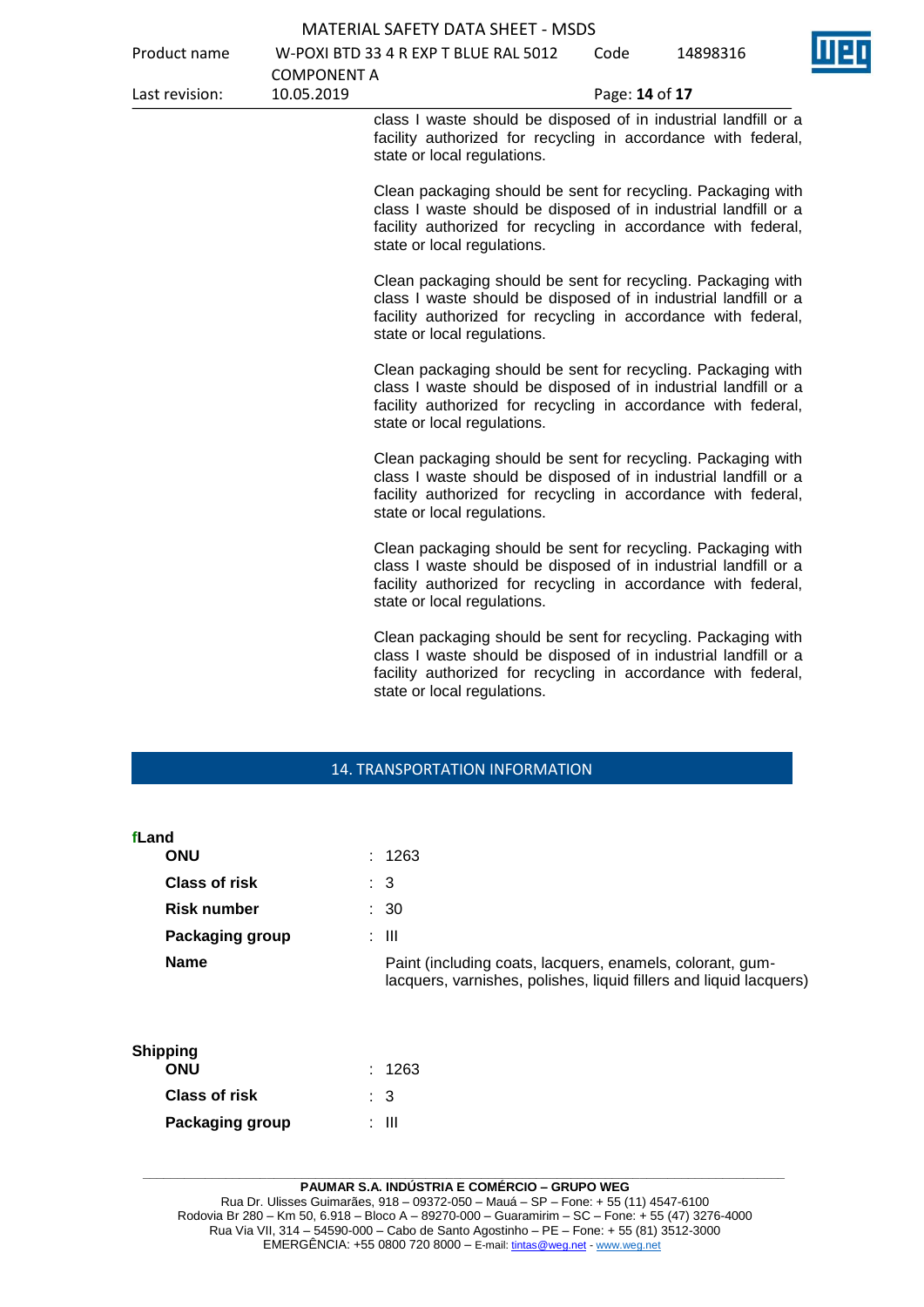class I waste should be disposed of in industrial landfill or a facility authorized for recycling in accordance with federal, state or local regulations.

Clean packaging should be sent for recycling. Packaging with class I waste should be disposed of in industrial landfill or a facility authorized for recycling in accordance with federal, state or local regulations.

Clean packaging should be sent for recycling. Packaging with class I waste should be disposed of in industrial landfill or a facility authorized for recycling in accordance with federal, state or local regulations.

Clean packaging should be sent for recycling. Packaging with class I waste should be disposed of in industrial landfill or a facility authorized for recycling in accordance with federal, state or local regulations.

Clean packaging should be sent for recycling. Packaging with class I waste should be disposed of in industrial landfill or a facility authorized for recycling in accordance with federal, state or local regulations.

Clean packaging should be sent for recycling. Packaging with class I waste should be disposed of in industrial landfill or a facility authorized for recycling in accordance with federal, state or local regulations.

Clean packaging should be sent for recycling. Packaging with class I waste should be disposed of in industrial landfill or a facility authorized for recycling in accordance with federal, state or local regulations.

## 14. TRANSPORTATION INFORMATION

**fLand**

**ONU** : 1263

**Class of risk** : 3

**Risk number** : 30

**Packaging group** : III

**Name** : Paint (including coats, lacquers, enamels, colorant, gum-lacquers, varnishes, polishes, liquid fillers and liquid lacquers)

**Shipping**

**ONU** : 1263

**Class of risk** : 3

**Packaging group** : III

**PAUMAR S.A. INDÚSTRIA E COMÉRCIO – GRUPO WEG**
Rua Dr. Ulisses Guimarães, 918 – 09372-050 – Mauá – SP – Fone: + 55 (11) 4547-6100
Rodovia Br 280 – Km 50, 6.918 – Bloco A – 89270-000 – Guaramirim – SC – Fone: + 55 (47) 3276-4000
Rua Via VII, 314 – 54590-000 – Cabo de Santo Agostinho – PE – Fone: + 55 (81) 3512-3000
EMERGÊNCIA: +55 0800 720 8000 – E-mail: tintas@weg.net - www.weg.net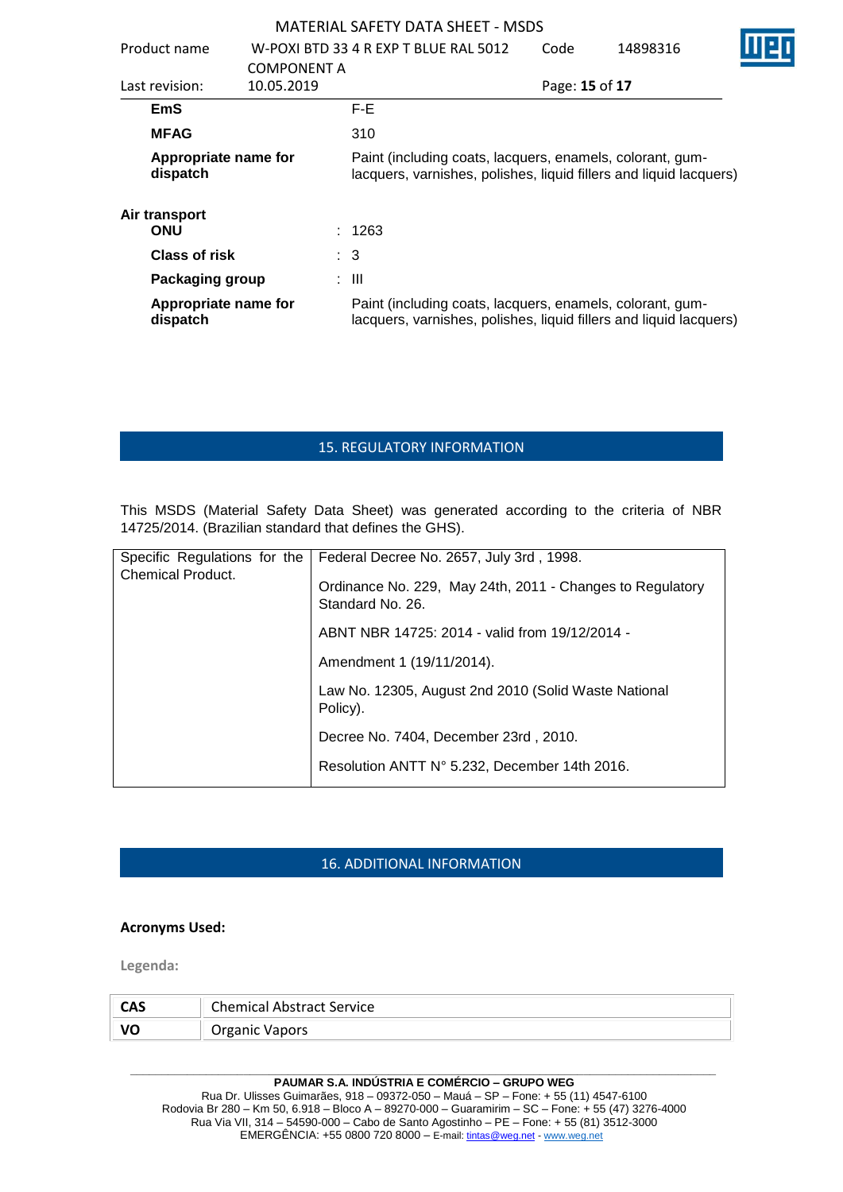| | |
|---|---|
| **EmS** | F-E |
| **MFAG** | 310 |
| **Appropriate name for dispatch** | Paint (including coats, lacquers, enamels, colorant, gum-lacquers, varnishes, polishes, liquid fillers and liquid lacquers) |

**Air transport**

| | |
|---|---|
| **ONU** | : 1263 |
| **Class of risk** | : 3 |
| **Packaging group** | : III |
| **Appropriate name for dispatch** | Paint (including coats, lacquers, enamels, colorant, gum-lacquers, varnishes, polishes, liquid fillers and liquid lacquers) |

## 15. REGULATORY INFORMATION

This MSDS (Material Safety Data Sheet) was generated according to the criteria of NBR 14725/2014. (Brazilian standard that defines the GHS).

| Specific Regulations for the Chemical Product. | Federal Decree No. 2657, July 3rd , 1998.<br><br>Ordinance No. 229, May 24th, 2011 - Changes to Regulatory Standard No. 26.<br><br>ABNT NBR 14725: 2014 - valid from 19/12/2014 -<br><br>Amendment 1 (19/11/2014).<br><br>Law No. 12305, August 2nd 2010 (Solid Waste National Policy).<br><br>Decree No. 7404, December 23rd , 2010.<br><br>Resolution ANTT N° 5.232, December 14th 2016. |
|---|---|

## 16. ADDITIONAL INFORMATION

**Acronyms Used:**

**Legenda:**

| | |
|---|---|
| **CAS** | Chemical Abstract Service |
| **VO** | Organic Vapors |

**PAUMAR S.A. INDÚSTRIA E COMÉRCIO – GRUPO WEG**
Rua Dr. Ulisses Guimarães, 918 – 09372-050 – Mauá – SP – Fone: + 55 (11) 4547-6100
Rodovia Br 280 – Km 50, 6.918 – Bloco A – 89270-000 – Guaramirim – SC – Fone: + 55 (47) 3276-4000
Rua Via VII, 314 – 54590-000 – Cabo de Santo Agostinho – PE – Fone: + 55 (81) 3512-3000
EMERGÊNCIA: +55 0800 720 8000 – E-mail: tintas@weg.net - www.weg.net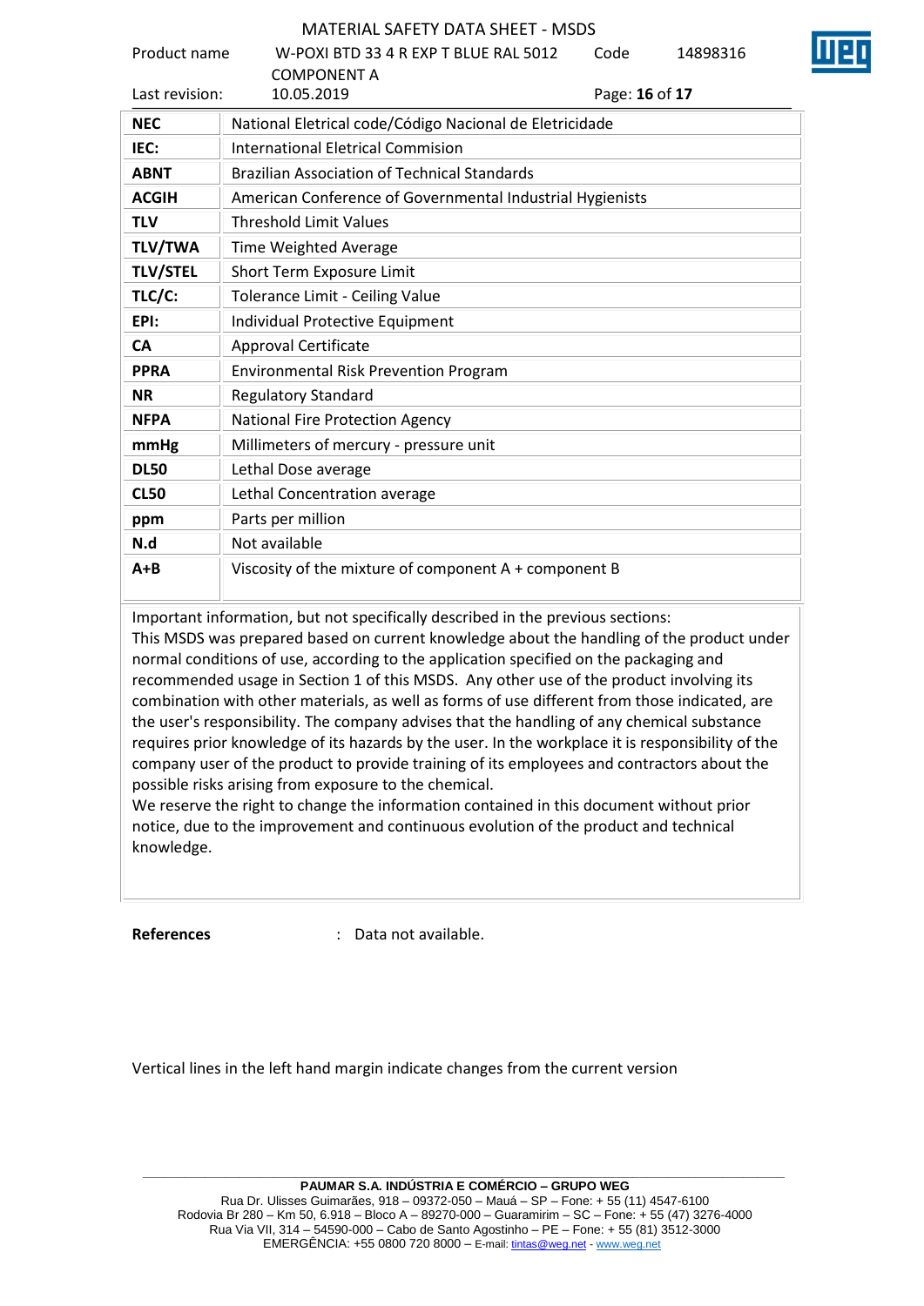| NEC | National Eletrical code/Código Nacional de Eletricidade |
|---|---|
| IEC: | International Eletrical Commision |
| ABNT | Brazilian Association of Technical Standards |
| ACGIH | American Conference of Governmental Industrial Hygienists |
| TLV | Threshold Limit Values |
| TLV/TWA | Time Weighted Average |
| TLV/STEL | Short Term Exposure Limit |
| TLC/C: | Tolerance Limit - Ceiling Value |
| EPI: | Individual Protective Equipment |
| CA | Approval Certificate |
| PPRA | Environmental Risk Prevention Program |
| NR | Regulatory Standard |
| NFPA | National Fire Protection Agency |
| mmHg | Millimeters of mercury - pressure unit |
| DL50 | Lethal Dose average |
| CL50 | Lethal Concentration average |
| ppm | Parts per million |
| N.d | Not available |
| A+B | Viscosity of the mixture of component A + component B |

Important information, but not specifically described in the previous sections:
This MSDS was prepared based on current knowledge about the handling of the product under normal conditions of use, according to the application specified on the packaging and recommended usage in Section 1 of this MSDS. Any other use of the product involving its combination with other materials, as well as forms of use different from those indicated, are the user's responsibility. The company advises that the handling of any chemical substance requires prior knowledge of its hazards by the user. In the workplace it is responsibility of the company user of the product to provide training of its employees and contractors about the possible risks arising from exposure to the chemical.
We reserve the right to change the information contained in this document without prior notice, due to the improvement and continuous evolution of the product and technical knowledge.

**References** : Data not available.

Vertical lines in the left hand margin indicate changes from the current version

**PAUMAR S.A. INDÚSTRIA E COMÉRCIO – GRUPO WEG**
Rua Dr. Ulisses Guimarães, 918 – 09372-050 – Mauá – SP – Fone: + 55 (11) 4547-6100
Rodovia Br 280 – Km 50, 6.918 – Bloco A – 89270-000 – Guaramirim – SC – Fone: + 55 (47) 3276-4000
Rua Via VII, 314 – 54590-000 – Cabo de Santo Agostinho – PE – Fone: + 55 (81) 3512-3000
EMERGÊNCIA: +55 0800 720 8000 – E-mail: tintas@weg.net - www.weg.net